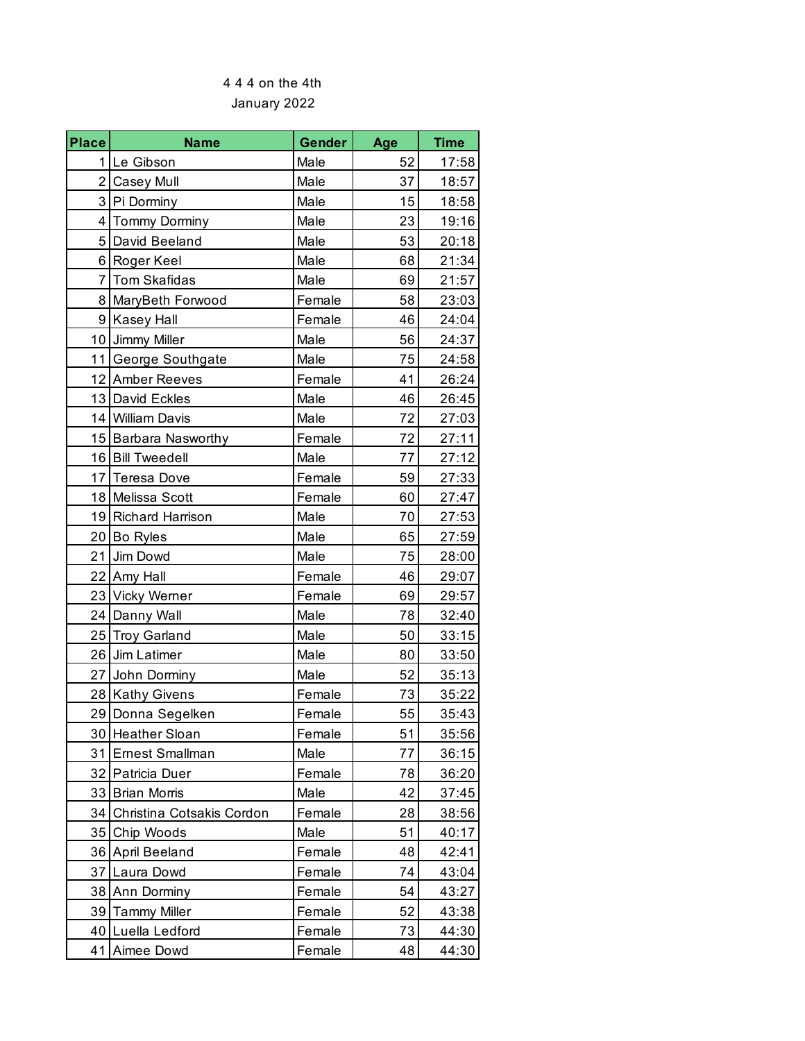4 4 4 on the 4th

January 2022

| Place | Name | Gender | Age | Time |
|---|---|---|---|---|
| 1 | Le Gibson | Male | 52 | 17:58 |
| 2 | Casey Mull | Male | 37 | 18:57 |
| 3 | Pi Dorminy | Male | 15 | 18:58 |
| 4 | Tommy Dorminy | Male | 23 | 19:16 |
| 5 | David Beeland | Male | 53 | 20:18 |
| 6 | Roger Keel | Male | 68 | 21:34 |
| 7 | Tom Skafidas | Male | 69 | 21:57 |
| 8 | MaryBeth Forwood | Female | 58 | 23:03 |
| 9 | Kasey Hall | Female | 46 | 24:04 |
| 10 | Jimmy Miller | Male | 56 | 24:37 |
| 11 | George Southgate | Male | 75 | 24:58 |
| 12 | Amber Reeves | Female | 41 | 26:24 |
| 13 | David Eckles | Male | 46 | 26:45 |
| 14 | William Davis | Male | 72 | 27:03 |
| 15 | Barbara Nasworthy | Female | 72 | 27:11 |
| 16 | Bill Tweedell | Male | 77 | 27:12 |
| 17 | Teresa Dove | Female | 59 | 27:33 |
| 18 | Melissa Scott | Female | 60 | 27:47 |
| 19 | Richard Harrison | Male | 70 | 27:53 |
| 20 | Bo Ryles | Male | 65 | 27:59 |
| 21 | Jim Dowd | Male | 75 | 28:00 |
| 22 | Amy Hall | Female | 46 | 29:07 |
| 23 | Vicky Werner | Female | 69 | 29:57 |
| 24 | Danny Wall | Male | 78 | 32:40 |
| 25 | Troy Garland | Male | 50 | 33:15 |
| 26 | Jim Latimer | Male | 80 | 33:50 |
| 27 | John Dorminy | Male | 52 | 35:13 |
| 28 | Kathy Givens | Female | 73 | 35:22 |
| 29 | Donna Segelken | Female | 55 | 35:43 |
| 30 | Heather Sloan | Female | 51 | 35:56 |
| 31 | Ernest Smallman | Male | 77 | 36:15 |
| 32 | Patricia Duer | Female | 78 | 36:20 |
| 33 | Brian Morris | Male | 42 | 37:45 |
| 34 | Christina Cotsakis Cordon | Female | 28 | 38:56 |
| 35 | Chip Woods | Male | 51 | 40:17 |
| 36 | April Beeland | Female | 48 | 42:41 |
| 37 | Laura Dowd | Female | 74 | 43:04 |
| 38 | Ann Dorminy | Female | 54 | 43:27 |
| 39 | Tammy Miller | Female | 52 | 43:38 |
| 40 | Luella Ledford | Female | 73 | 44:30 |
| 41 | Aimee Dowd | Female | 48 | 44:30 |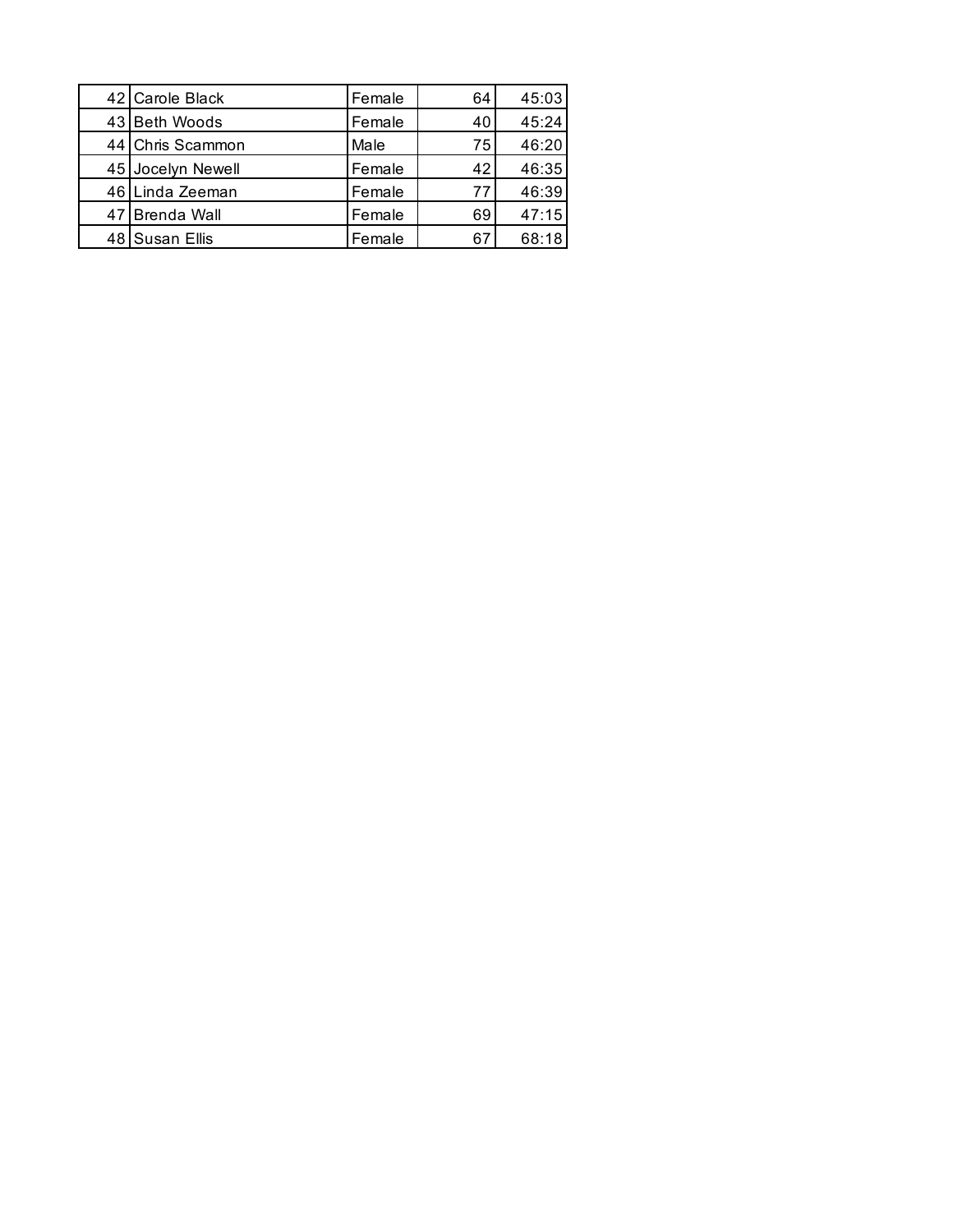| | | | | |
|---|---|---|---|---|
| 42 | Carole Black | Female | 64 | 45:03 |
| 43 | Beth Woods | Female | 40 | 45:24 |
| 44 | Chris Scammon | Male | 75 | 46:20 |
| 45 | Jocelyn Newell | Female | 42 | 46:35 |
| 46 | Linda Zeeman | Female | 77 | 46:39 |
| 47 | Brenda Wall | Female | 69 | 47:15 |
| 48 | Susan Ellis | Female | 67 | 68:18 |